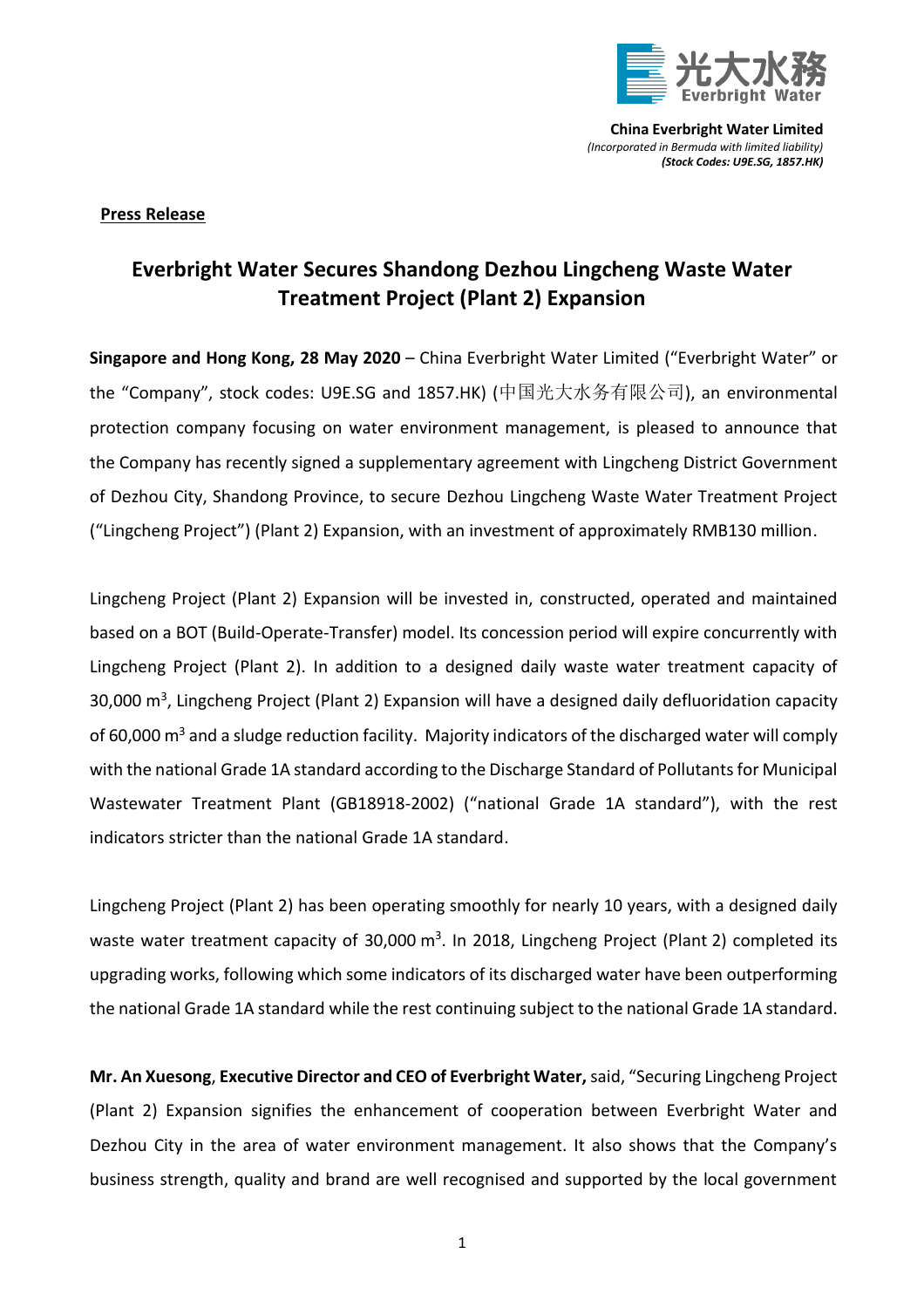**China Everbright Water Limited**
*(Incorporated in Bermuda with limited liability)*
***(Stock Codes: U9E.SG, 1857.HK)***

**Press Release**

# Everbright Water Secures Shandong Dezhou Lingcheng Waste Water Treatment Project (Plant 2) Expansion

**Singapore and Hong Kong, 28 May 2020** – China Everbright Water Limited ("Everbright Water" or the "Company", stock codes: U9E.SG and 1857.HK) (中国光大水务有限公司), an environmental protection company focusing on water environment management, is pleased to announce that the Company has recently signed a supplementary agreement with Lingcheng District Government of Dezhou City, Shandong Province, to secure Dezhou Lingcheng Waste Water Treatment Project ("Lingcheng Project") (Plant 2) Expansion, with an investment of approximately RMB130 million.

Lingcheng Project (Plant 2) Expansion will be invested in, constructed, operated and maintained based on a BOT (Build-Operate-Transfer) model. Its concession period will expire concurrently with Lingcheng Project (Plant 2). In addition to a designed daily waste water treatment capacity of 30,000 $m^3$, Lingcheng Project (Plant 2) Expansion will have a designed daily defluoridation capacity of 60,000 $m^3$ and a sludge reduction facility. Majority indicators of the discharged water will comply with the national Grade 1A standard according to the Discharge Standard of Pollutants for Municipal Wastewater Treatment Plant (GB18918-2002) ("national Grade 1A standard"), with the rest indicators stricter than the national Grade 1A standard.

Lingcheng Project (Plant 2) has been operating smoothly for nearly 10 years, with a designed daily waste water treatment capacity of 30,000 $m^3$. In 2018, Lingcheng Project (Plant 2) completed its upgrading works, following which some indicators of its discharged water have been outperforming the national Grade 1A standard while the rest continuing subject to the national Grade 1A standard.

**Mr. An Xuesong**, **Executive Director and CEO of Everbright Water,** said, "Securing Lingcheng Project (Plant 2) Expansion signifies the enhancement of cooperation between Everbright Water and Dezhou City in the area of water environment management. It also shows that the Company's business strength, quality and brand are well recognised and supported by the local government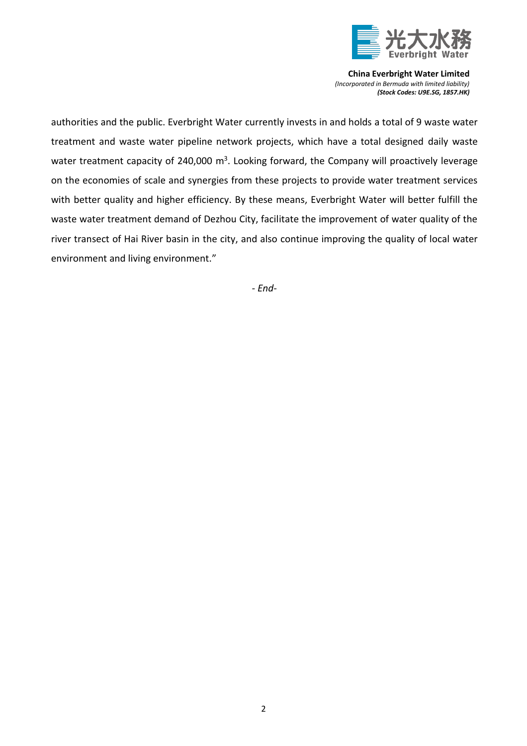authorities and the public. Everbright Water currently invests in and holds a total of 9 waste water treatment and waste water pipeline network projects, which have a total designed daily waste water treatment capacity of 240,000 $m^3$. Looking forward, the Company will proactively leverage on the economies of scale and synergies from these projects to provide water treatment services with better quality and higher efficiency. By these means, Everbright Water will better fulfill the waste water treatment demand of Dezhou City, facilitate the improvement of water quality of the river transect of Hai River basin in the city, and also continue improving the quality of local water environment and living environment."

*- End-*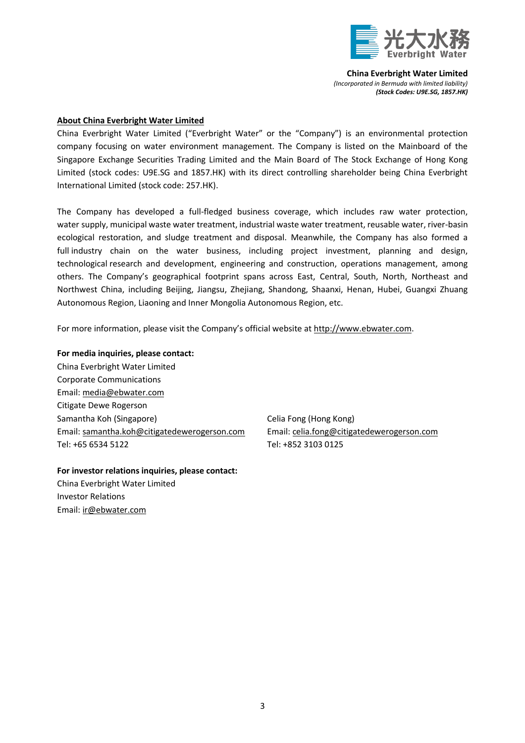**China Everbright Water Limited**
*(Incorporated in Bermuda with limited liability)*
***(Stock Codes: U9E.SG, 1857.HK)***

## About China Everbright Water Limited

China Everbright Water Limited ("Everbright Water" or the "Company") is an environmental protection company focusing on water environment management. The Company is listed on the Mainboard of the Singapore Exchange Securities Trading Limited and the Main Board of The Stock Exchange of Hong Kong Limited (stock codes: U9E.SG and 1857.HK) with its direct controlling shareholder being China Everbright International Limited (stock code: 257.HK).

The Company has developed a full-fledged business coverage, which includes raw water protection, water supply, municipal waste water treatment, industrial waste water treatment, reusable water, river-basin ecological restoration, and sludge treatment and disposal. Meanwhile, the Company has also formed a full industry chain on the water business, including project investment, planning and design, technological research and development, engineering and construction, operations management, among others. The Company's geographical footprint spans across East, Central, South, North, Northeast and Northwest China, including Beijing, Jiangsu, Zhejiang, Shandong, Shaanxi, Henan, Hubei, Guangxi Zhuang Autonomous Region, Liaoning and Inner Mongolia Autonomous Region, etc.

For more information, please visit the Company's official website at http://www.ebwater.com.

**For media inquiries, please contact:**

China Everbright Water Limited
Corporate Communications
Email: media@ebwater.com

Citigate Dewe Rogerson

Samantha Koh (Singapore)
Email: samantha.koh@citigatedewerogerson.com
Tel: +65 6534 5122

Celia Fong (Hong Kong)
Email: celia.fong@citigatedewerogerson.com
Tel: +852 3103 0125

**For investor relations inquiries, please contact:**

China Everbright Water Limited
Investor Relations
Email: ir@ebwater.com